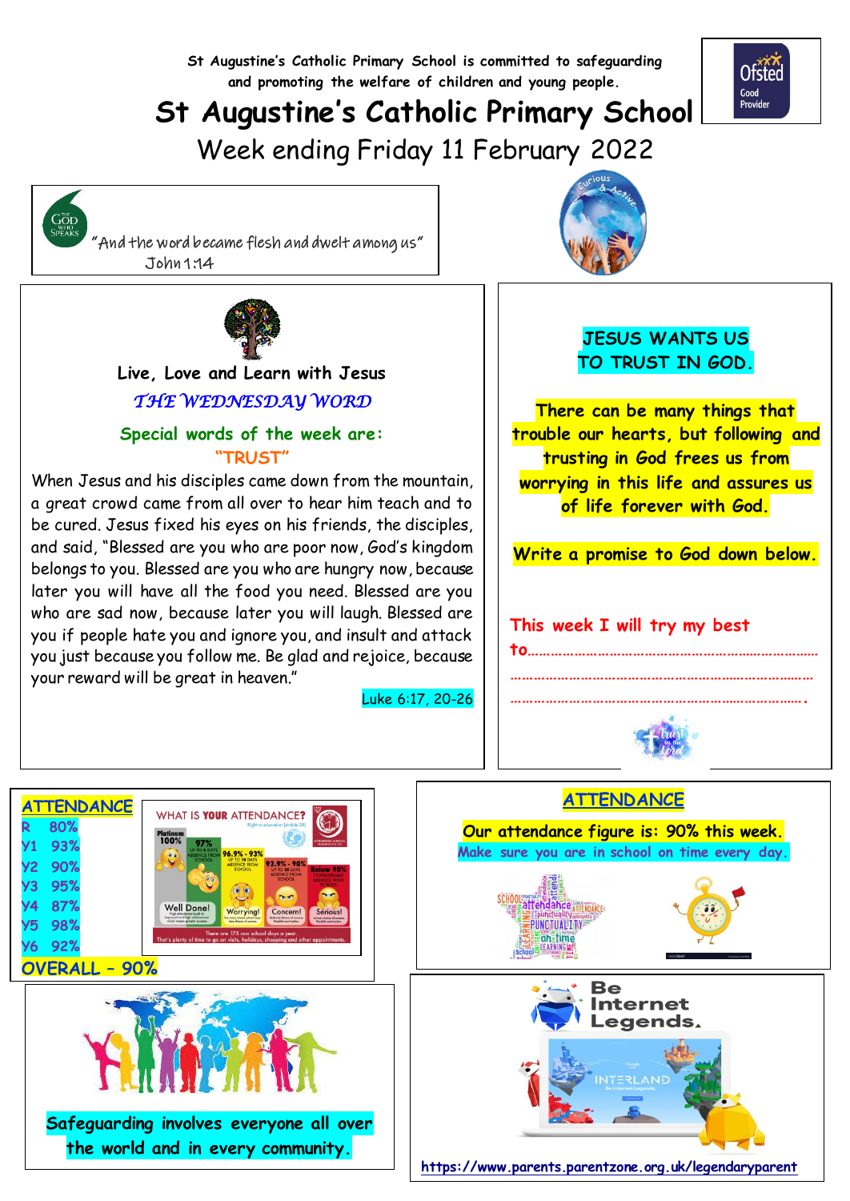St Augustine's Catholic Primary School is committed to safeguarding and promoting the welfare of children and young people.

# St Augustine's Catholic Primary School

## Week ending Friday 11 February 2022

"And the word became flesh and dwelt among us"
John 1:14

**Live, Love and Learn with Jesus**

*THE WEDNESDAY WORD*

**Special words of the week are:**
**"TRUST"**

When Jesus and his disciples came down from the mountain, a great crowd came from all over to hear him teach and to be cured. Jesus fixed his eyes on his friends, the disciples, and said, "Blessed are you who are poor now, God's kingdom belongs to you. Blessed are you who are hungry now, because later you will have all the food you need. Blessed are you who are sad now, because later you will laugh. Blessed are you if people hate you and ignore you, and insult and attack you just because you follow me. Be glad and rejoice, because your reward will be great in heaven."

Luke 6:17, 20-26

**JESUS WANTS US TO TRUST IN GOD.**

**There can be many things that trouble our hearts, but following and trusting in God frees us from worrying in this life and assures us of life forever with God.**

**Write a promise to God down below.**

This week I will try my best to……………………………………………………………
……………………………………………………………………
……………………………………………………………………

## ATTENDANCE

| Class | Attendance |
|---|---|
| R | 80% |
| Y1 | 93% |
| Y2 | 90% |
| Y3 | 95% |
| Y4 | 87% |
| Y5 | 98% |
| Y6 | 92% |

**OVERALL – 90%**

## ATTENDANCE

**Our attendance figure is: 90% this week.**

Make sure you are in school on time every day.

**Safeguarding involves everyone all over the world and in every community.**

Be Internet Legends.

https://www.parents.parentzone.org.uk/legendaryparent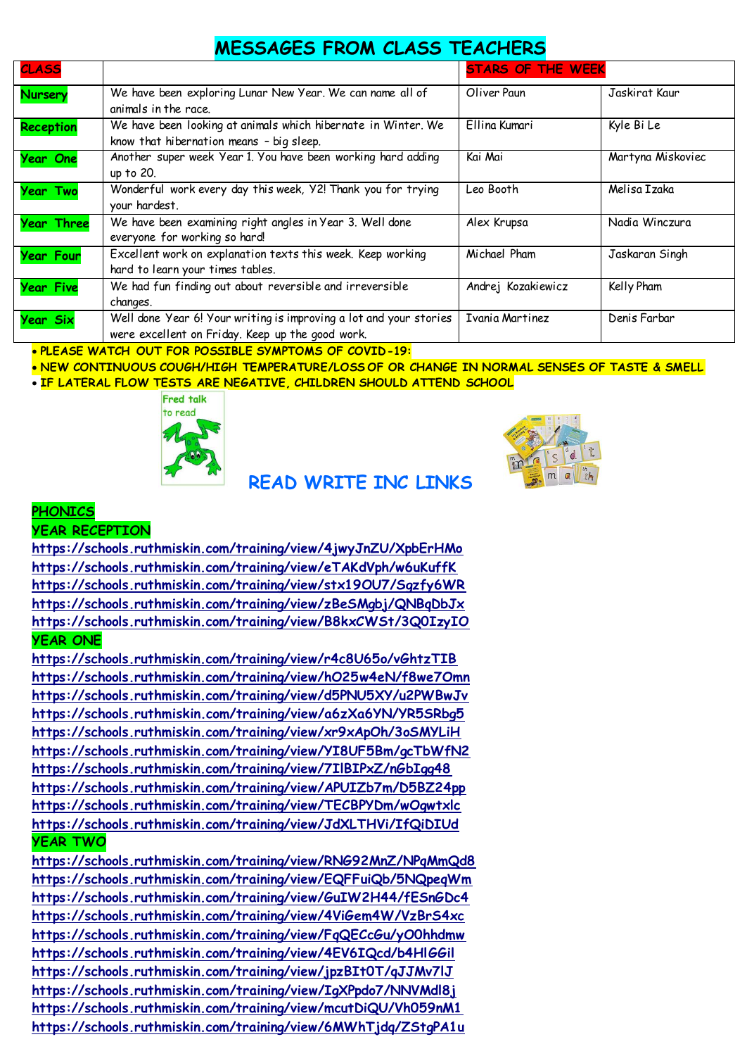# MESSAGES FROM CLASS TEACHERS

| CLASS | | STARS OF THE WEEK | |
|---|---|---|---|
| Nursery | We have been exploring Lunar New Year. We can name all of animals in the race. | Oliver Paun | Jaskirat Kaur |
| Reception | We have been looking at animals which hibernate in Winter. We know that hibernation means – big sleep. | Ellina Kumari | Kyle Bi Le |
| Year One | Another super week Year 1. You have been working hard adding up to 20. | Kai Mai | Martyna Miskoviec |
| Year Two | Wonderful work every day this week, Y2! Thank you for trying your hardest. | Leo Booth | Melisa Izaka |
| Year Three | We have been examining right angles in Year 3. Well done everyone for working so hard! | Alex Krupsa | Nadia Winczura |
| Year Four | Excellent work on explanation texts this week. Keep working hard to learn your times tables. | Michael Pham | Jaskaran Singh |
| Year Five | We had fun finding out about reversible and irreversible changes. | Andrej Kozakiewicz | Kelly Pham |
| Year Six | Well done Year 6! Your writing is improving a lot and your stories were excellent on Friday. Keep up the good work. | Ivania Martinez | Denis Farbar |

- **PLEASE WATCH OUT FOR POSSIBLE SYMPTOMS OF COVID-19:**
- **NEW CONTINUOUS COUGH/HIGH TEMPERATURE/LOSS OF OR CHANGE IN NORMAL SENSES OF TASTE & SMELL**
- **IF LATERAL FLOW TESTS ARE NEGATIVE, CHILDREN SHOULD ATTEND SCHOOL**

Fred talk to read

## READ WRITE INC LINKS

**PHONICS**

**YEAR RECEPTION**

https://schools.ruthmiskin.com/training/view/4jwyJnZU/XpbErHMo
https://schools.ruthmiskin.com/training/view/eTAKdVph/w6uKuffK
https://schools.ruthmiskin.com/training/view/stx19OU7/Sgzfy6WR
https://schools.ruthmiskin.com/training/view/zBeSMgbj/QNBqDbJx
https://schools.ruthmiskin.com/training/view/B8kxCWSt/3Q0IzyIO

**YEAR ONE**

https://schools.ruthmiskin.com/training/view/r4c8U65o/vGhtzTIB
https://schools.ruthmiskin.com/training/view/hO25w4eN/f8we7Omn
https://schools.ruthmiskin.com/training/view/d5PNU5XY/u2PWBwJv
https://schools.ruthmiskin.com/training/view/a6zXa6YN/YR5SRbg5
https://schools.ruthmiskin.com/training/view/xr9xApOh/3oSMYLiH
https://schools.ruthmiskin.com/training/view/YI8UF5Bm/gcTbWfN2
https://schools.ruthmiskin.com/training/view/7IlBIPxZ/nGbIgg48
https://schools.ruthmiskin.com/training/view/APUIZb7m/D5BZ24pp
https://schools.ruthmiskin.com/training/view/TECBPYDm/wOgwtxlc
https://schools.ruthmiskin.com/training/view/JdXLTHVi/IfQiDIUd

**YEAR TWO**

https://schools.ruthmiskin.com/training/view/RNG92MnZ/NPqMmQd8
https://schools.ruthmiskin.com/training/view/EQFFuiQb/5NQpeqWm
https://schools.ruthmiskin.com/training/view/GuIW2H44/fESnGDc4
https://schools.ruthmiskin.com/training/view/4ViGem4W/VzBrS4xc
https://schools.ruthmiskin.com/training/view/FqQECcGu/yO0hhdmw
https://schools.ruthmiskin.com/training/view/4EV6IQcd/b4HlGGil
https://schools.ruthmiskin.com/training/view/jpzBIt0T/qJJMv7lJ
https://schools.ruthmiskin.com/training/view/IgXPpdo7/NNVMdl8j
https://schools.ruthmiskin.com/training/view/mcutDiQU/Vh059nM1
https://schools.ruthmiskin.com/training/view/6MWhTjdq/ZStgPA1u